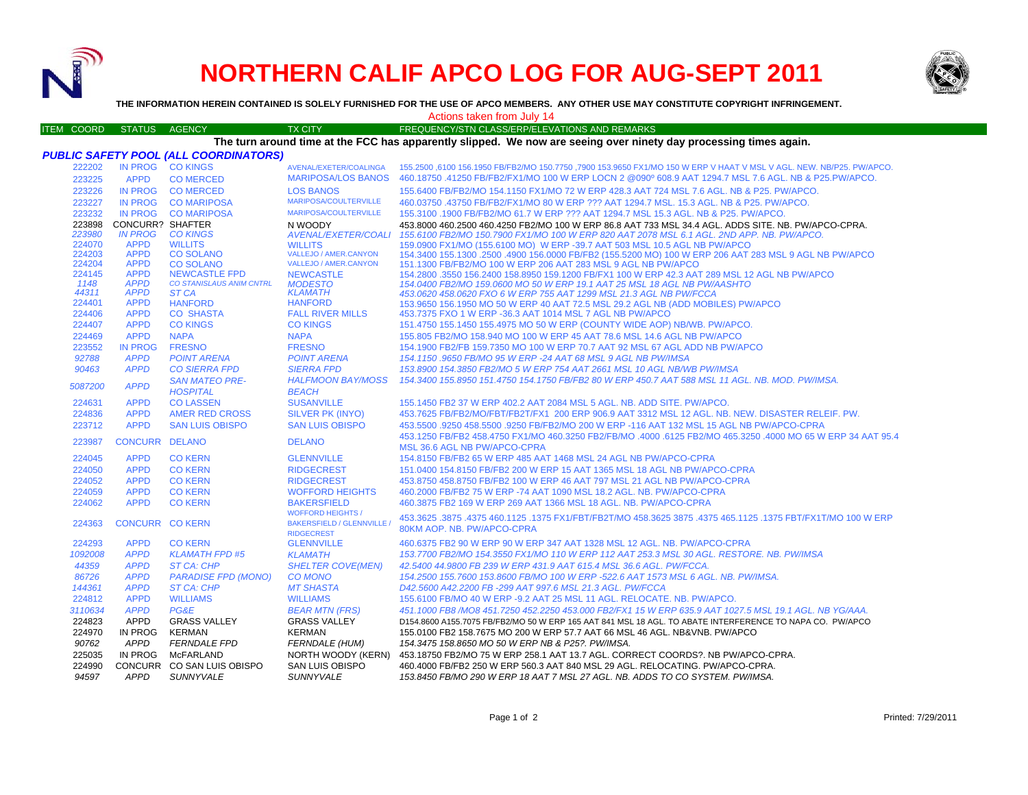# NORTHERN CALIF APCO LOG FOR AUG-SEPT 2011

**THE INFORMATION HEREIN CONTAINED IS SOLELY FURNISHED FOR THE USE OF APCO MEMBERS. ANY OTHER USE MAY CONSTITUTE COPYRIGHT INFRINGEMENT.**

Actions taken from July 14

**The turn around time at the FCC has apparently slipped. We now are seeing over ninety day processing times again.**

***PUBLIC SAFETY POOL (ALL COORDINATORS)***

| ITEM COORD | STATUS | AGENCY | TX CITY | FREQUENCY/STN CLASS/ERP/ELEVATIONS AND REMARKS |
|---|---|---|---|---|
| 222202 | IN PROG | CO KINGS | AVENAL/EXETER/COALINGA | 155.2500 ,6100 156.1950 FB/FB2/MO 150.7750 ,7900 153.9650 FX1/MO 150 W ERP V HAAT V MSL V AGL. NEW. NB/P25. PW/APCO. |
| 223225 | APPD | CO MERCED | MARIPOSA/LOS BANOS | 460.18750 .41250 FB/FB2/FX1/MO 100 W ERP LOCN 2 @090º 608.9 AAT 1294.7 MSL 7.6 AGL. NB & P25.PW/APCO. |
| 223226 | IN PROG | CO MERCED | LOS BANOS | 155.6400 FB/FB2/MO 154.1150 FX1/MO 72 W ERP 428.3 AAT 724 MSL 7.6 AGL. NB & P25. PW/APCO. |
| 223227 | IN PROG | CO MARIPOSA | MARIPOSA/COULTERVILLE | 460.03750 .43750 FB/FB2/FX1/MO 80 W ERP ??? AAT 1294.7 MSL. 15.3 AGL. NB & P25. PW/APCO. |
| 223232 | IN PROG | CO MARIPOSA | MARIPOSA/COULTERVILLE | 155.3100 .1900 FB/FB2/MO 61.7 W ERP ??? AAT 1294.7 MSL 15.3 AGL. NB & P25. PW/APCO. |
| 223898 | CONCURR? | SHAFTER | N WOODY | 453.8000 460.2500 460.4250 FB2/MO 100 W ERP 86.8 AAT 733 MSL 34.4 AGL. ADDS SITE. NB. PW/APCO-CPRA. |
| *223980* | *IN PROG* | *CO KINGS* | *AVENAL/EXETER/COALI* | *155.6100 FB2/MO 150.7900 FX1/MO 100 W ERP 820 AAT 2078 MSL 6.1 AGL. 2ND APP. NB. PW/APCO.* |
| 224070 | APPD | WILLITS | WILLITS | 159.0900 FX1/MO (155.6100 MO) W ERP -39.7 AAT 503 MSL 10.5 AGL NB PW/APCO |
| 224203 | APPD | CO SOLANO | VALLEJO / AMER.CANYON | 154.3400 155.1300 .2500 .4900 156.0000 FB/FB2 (155.5200 MO) 100 W ERP 206 AAT 283 MSL 9 AGL NB PW/APCO |
| 224204 | APPD | CO SOLANO | VALLEJO / AMER.CANYON | 151.1300 FB/FB2/MO 100 W ERP 206 AAT 283 MSL 9 AGL NB PW/APCO |
| 224145 | APPD | NEWCASTLE FPD | NEWCASTLE | 154.2800 .3550 156.2400 158.8950 159.1200 FB/FX1 100 W ERP 42.3 AAT 289 MSL 12 AGL NB PW/APCO |
| *1148* | *APPD* | *CO STANISLAUS ANIM CNTRL* | *MODESTO* | *154.0400 FB2/MO 159.0600 MO 50 W ERP 19.1 AAT 25 MSL 18 AGL NB PW/AASHTO* |
| *44311* | *APPD* | *ST CA* | *KLAMATH* | *453.0620 458.0620 FXO 6 W ERP 755 AAT 1299 MSL 21.3 AGL NB PW/FCCA* |
| 224401 | APPD | HANFORD | HANFORD | 153.9650 156.1950 MO 50 W ERP 40 AAT 72.5 MSL 29.2 AGL NB (ADD MOBILES) PW/APCO |
| 224406 | APPD | CO SHASTA | FALL RIVER MILLS | 453.7375 FXO 1 W ERP -36.3 AAT 1014 MSL 7 AGL NB PW/APCO |
| 224407 | APPD | CO KINGS | CO KINGS | 151.4750 155.1450 155.4975 MO 50 W ERP (COUNTY WIDE AOP) NB/WB. PW/APCO. |
| 224469 | APPD | NAPA | NAPA | 155.805 FB2/MO 158.940 MO 100 W ERP 45 AAT 78.6 MSL 14.6 AGL NB PW/APCO |
| 223552 | IN PROG | FRESNO | FRESNO | 154.1900 FB2/FB 159.7350 MO 100 W ERP 70.7 AAT 92 MSL 67 AGL ADD NB PW/APCO |
| *92788* | *APPD* | *POINT ARENA* | *POINT ARENA* | *154.1150 .9650 FB/MO 95 W ERP -24 AAT 68 MSL 9 AGL NB PW/IMSA* |
| *90463* | *APPD* | *CO SIERRA FPD* | *SIERRA FPD* | *153.8900 154.3850 FB2/MO 5 W ERP 754 AAT 2661 MSL 10 AGL NB/WB PW/IMSA* |
| *5087200* | *APPD* | *SAN MATEO PRE-HOSPITAL* | *HALFMOON BAY/MOSS BEACH* | *154.3400 155.8950 151.4750 154.1750 FB/FB2 80 W ERP 450.7 AAT 588 MSL 11 AGL. NB. MOD. PW/IMSA.* |
| 224631 | APPD | CO LASSEN | SUSANVILLE | 155.1450 FB2 37 W ERP 402.2 AAT 2084 MSL 5 AGL. NB. ADD SITE. PW/APCO. |
| 224836 | APPD | AMER RED CROSS | SILVER PK (INYO) | 453.7625 FB/FB2/MO/FBT/FB2T/FX1 200 ERP 906.9 AAT 3312 MSL 12 AGL. NB. NEW. DISASTER RELEIF. PW. |
| 223712 | APPD | SAN LUIS OBISPO | SAN LUIS OBISPO | 453.5500 .9250 458.5500 .9250 FB/FB2/MO 200 W ERP -116 AAT 132 MSL 15 AGL NB PW/APCO-CPRA |
| 223987 | CONCURR | DELANO | DELANO | 453.1250 FB/FB2 458.4750 FX1/MO 460.3250 FB2/FB/MO .4000 .6125 FB2/MO 465.3250 .4000 MO 65 W ERP 34 AAT 95.4 MSL 36.6 AGL NB PW/APCO-CPRA |
| 224045 | APPD | CO KERN | GLENNVILLE | 154.8150 FB/FB2 65 W ERP 485 AAT 1468 MSL 24 AGL NB PW/APCO-CPRA |
| 224050 | APPD | CO KERN | RIDGECREST | 151.0400 154.8150 FB/FB2 200 W ERP 15 AAT 1365 MSL 18 AGL NB PW/APCO-CPRA |
| 224052 | APPD | CO KERN | RIDGECREST | 453.8750 458.8750 FB/FB2 100 W ERP 46 AAT 797 MSL 21 AGL NB PW/APCO-CPRA |
| 224059 | APPD | CO KERN | WOFFORD HEIGHTS | 460.2000 FB/FB2 75 W ERP -74 AAT 1090 MSL 18.2 AGL. NB. PW/APCO-CPRA |
| 224062 | APPD | CO KERN | BAKERSFIELD | 460.3875 FB2 169 W ERP 269 AAT 1366 MSL 18 AGL. NB. PW/APCO-CPRA |
| 224363 | CONCURR | CO KERN | WOFFORD HEIGHTS / BAKERSFIELD / GLENNVILLE / RIDGECREST | 453.3625 .3875 .4375 460.1125 .1375 FX1/FBT/FB2T/MO 458.3625 3875 .4375 465.1125 .1375 FBT/FX1T/MO 100 W ERP 80KM AOP. NB. PW/APCO-CPRA |
| 224293 | APPD | CO KERN | GLENNVILLE | 460.6375 FB2 90 W ERP 90 W ERP 347 AAT 1328 MSL 12 AGL. NB. PW/APCO-CPRA |
| *1092008* | *APPD* | *KLAMATH FPD #5* | *KLAMATH* | *153.7700 FB2/MO 154.3550 FX1/MO 110 W ERP 112 AAT 253.3 MSL 30 AGL. RESTORE. NB. PW/IMSA* |
| *44359* | *APPD* | *ST CA: CHP* | *SHELTER COVE(MEN)* | *42.5400 44.9800 FB 239 W ERP 431.9 AAT 615.4 MSL 36.6 AGL. PW/FCCA.* |
| *86726* | *APPD* | *PARADISE FPD (MONO)* | *CO MONO* | *154.2500 155.7600 153.8600 FB/MO 100 W ERP -522.6 AAT 1573 MSL 6 AGL. NB. PW/IMSA.* |
| *144361* | *APPD* | *ST CA: CHP* | *MT SHASTA* | *D42.5600 A42.2200 FB -299 AAT 997.6 MSL 21.3 AGL. PW/FCCA* |
| 224812 | APPD | WILLIAMS | WILLIAMS | 155.6100 FB/MO 40 W ERP -9.2 AAT 25 MSL 11 AGL. RELOCATE. NB. PW/APCO. |
| *3110634* | *APPD* | *PG&E* | *BEAR MTN (FRS)* | *451.1000 FB8 /MO8 451.7250 452.2250 453.000 FB2/FX1 15 W ERP 635.9 AAT 1027.5 MSL 19.1 AGL. NB YG/AAA.* |
| 224823 | APPD | GRASS VALLEY | GRASS VALLEY | D154.8600 A155.7075 FB/FB2/MO 50 W ERP 165 AAT 841 MSL 18 AGL. TO ABATE INTERFERENCE TO NAPA CO. PW/APCO |
| 224970 | IN PROG | KERMAN | KERMAN | 155.0100 FB2 158.7675 MO 200 W ERP 57.7 AAT 66 MSL 46 AGL. NB&VNB. PW/APCO |
| *90762* | *APPD* | *FERNDALE FPD* | *FERNDALE (HUM)* | *154.3475 158.8650 MO 50 W ERP NB & P25?. PW/IMSA.* |
| 225035 | IN PROG | McFARLAND | NORTH WOODY (KERN) | 453.18750 FB2/MO 75 W ERP 258.1 AAT 13.7 AGL. CORRECT COORDS?. NB PW/APCO-CPRA. |
| 224990 | CONCURR | CO SAN LUIS OBISPO | SAN LUIS OBISPO | 460.4000 FB/FB2 250 W ERP 560.3 AAT 840 MSL 29 AGL. RELOCATING. PW/APCO-CPRA. |
| *94597* | *APPD* | *SUNNYVALE* | *SUNNYVALE* | *153.8450 FB/MO 290 W ERP 18 AAT 7 MSL 27 AGL. NB. ADDS TO CO SYSTEM. PW/IMSA.* |

Printed: 7/29/2011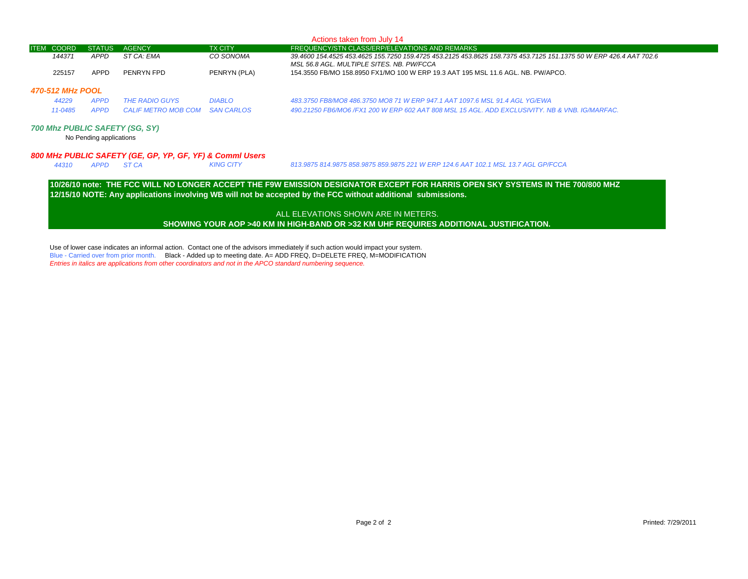Actions taken from July 14

| ITEM | COORD | STATUS | AGENCY | TX CITY | FREQUENCY/STN CLASS/ERP/ELEVATIONS AND REMARKS |
|---|---|---|---|---|---|
| | *144371* | *APPD* | *ST CA: EMA* | *CO SONOMA* | *39.4600 154.4525 453.4625 155.7250 159.4725 453.2125 453.8625 158.7375 453.7125 151.1375 50 W ERP 426.4 AAT 702.6 MSL 56.8 AGL. MULTIPLE SITES. NB. PW/FCCA* |
| | 225157 | APPD | PENRYN FPD | PENRYN (PLA) | 154.3550 FB/MO 158.8950 FX1/MO 100 W ERP 19.3 AAT 195 MSL 11.6 AGL. NB. PW/APCO. |

### *470-512 MHz POOL*

| | | | | | |
|---|---|---|---|---|---|
| | *44229* | *APPD* | *THE RADIO GUYS* | *DIABLO* | *483.3750 FB8/MO8 486.3750 MO8 71 W ERP 947.1 AAT 1097.6 MSL 91.4 AGL YG/EWA* |
| | *11-0485* | *APPD* | *CALIF METRO MOB COM* | *SAN CARLOS* | *490.21250 FB6/MO6 /FX1 200 W ERP 602 AAT 808 MSL 15 AGL. ADD EXCLUSIVITY. NB & VNB. IG/MARFAC.* |

### *700 Mhz PUBLIC SAFETY (SG, SY)*

No Pending applications

### *800 MHz PUBLIC SAFETY (GE, GP, YP, GF, YF) & Comml Users*

| | | | | | |
|---|---|---|---|---|---|
| | *44310* | *APPD* | *ST CA* | *KING CITY* | *813.9875 814.9875 858.9875 859.9875 221 W ERP 124.6 AAT 102.1 MSL 13.7 AGL GP/FCCA* |

**10/26/10 note: THE FCC WILL NO LONGER ACCEPT THE F9W EMISSION DESIGNATOR EXCEPT FOR HARRIS OPEN SKY SYSTEMS IN THE 700/800 MHZ**
**12/15/10 NOTE: Any applications involving WB will not be accepted by the FCC without additional submissions.**

ALL ELEVATIONS SHOWN ARE IN METERS.
**SHOWING YOUR AOP >40 KM IN HIGH-BAND OR >32 KM UHF REQUIRES ADDITIONAL JUSTIFICATION.**

Use of lower case indicates an informal action. Contact one of the advisors immediately if such action would impact your system.
Blue - Carried over from prior month. Black - Added up to meeting date. A= ADD FREQ, D=DELETE FREQ, M=MODIFICATION
*Entries in italics are applications from other coordinators and not in the APCO standard numbering sequence.*

Printed: 7/29/2011